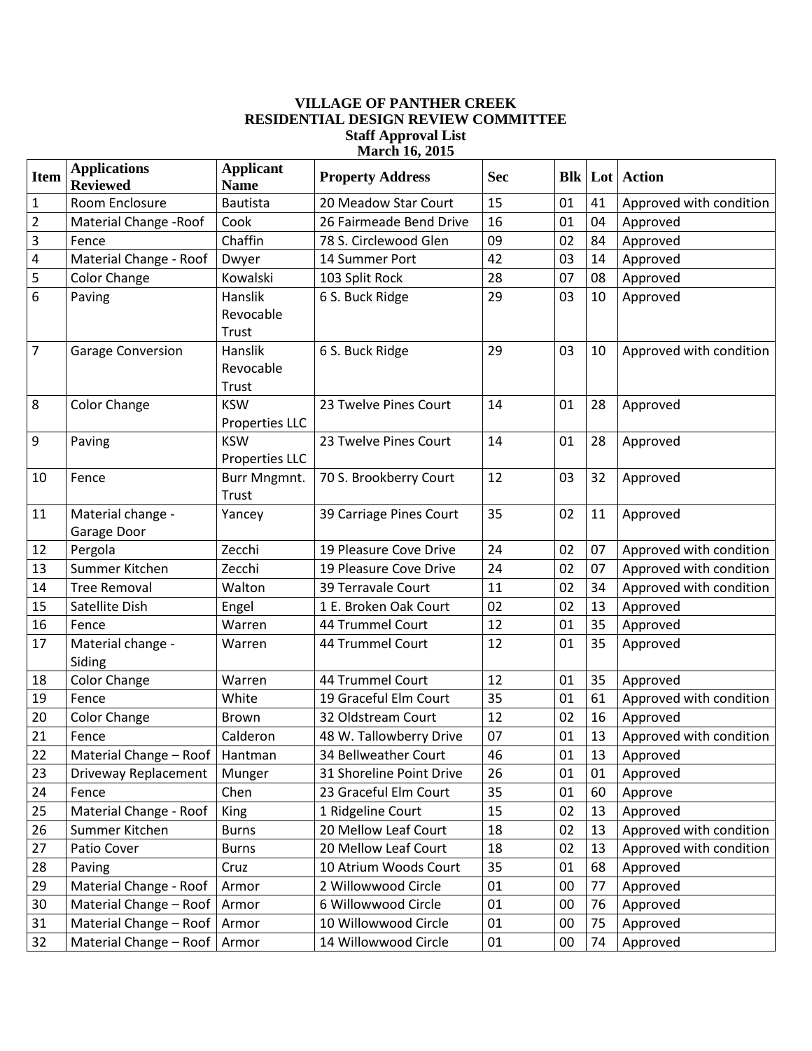# VILLAGE OF PANTHER CREEK
## RESIDENTIAL DESIGN REVIEW COMMITTEE
### Staff Approval List
### March 16, 2015

| Item | Applications Reviewed | Applicant Name | Property Address | Sec | Blk | Lot | Action |
|---|---|---|---|---|---|---|---|
| 1 | Room Enclosure | Bautista | 20 Meadow Star Court | 15 | 01 | 41 | Approved with condition |
| 2 | Material Change -Roof | Cook | 26 Fairmeade Bend Drive | 16 | 01 | 04 | Approved |
| 3 | Fence | Chaffin | 78 S. Circlewood Glen | 09 | 02 | 84 | Approved |
| 4 | Material Change - Roof | Dwyer | 14 Summer Port | 42 | 03 | 14 | Approved |
| 5 | Color Change | Kowalski | 103 Split Rock | 28 | 07 | 08 | Approved |
| 6 | Paving | Hanslik Revocable Trust | 6 S. Buck Ridge | 29 | 03 | 10 | Approved |
| 7 | Garage Conversion | Hanslik Revocable Trust | 6 S. Buck Ridge | 29 | 03 | 10 | Approved with condition |
| 8 | Color Change | KSW Properties LLC | 23 Twelve Pines Court | 14 | 01 | 28 | Approved |
| 9 | Paving | KSW Properties LLC | 23 Twelve Pines Court | 14 | 01 | 28 | Approved |
| 10 | Fence | Burr Mngmnt. Trust | 70 S. Brookberry Court | 12 | 03 | 32 | Approved |
| 11 | Material change - Garage Door | Yancey | 39 Carriage Pines Court | 35 | 02 | 11 | Approved |
| 12 | Pergola | Zecchi | 19 Pleasure Cove Drive | 24 | 02 | 07 | Approved with condition |
| 13 | Summer Kitchen | Zecchi | 19 Pleasure Cove Drive | 24 | 02 | 07 | Approved with condition |
| 14 | Tree Removal | Walton | 39 Terravale Court | 11 | 02 | 34 | Approved with condition |
| 15 | Satellite Dish | Engel | 1 E. Broken Oak Court | 02 | 02 | 13 | Approved |
| 16 | Fence | Warren | 44 Trummel Court | 12 | 01 | 35 | Approved |
| 17 | Material change - Siding | Warren | 44 Trummel Court | 12 | 01 | 35 | Approved |
| 18 | Color Change | Warren | 44 Trummel Court | 12 | 01 | 35 | Approved |
| 19 | Fence | White | 19 Graceful Elm Court | 35 | 01 | 61 | Approved with condition |
| 20 | Color Change | Brown | 32 Oldstream Court | 12 | 02 | 16 | Approved |
| 21 | Fence | Calderon | 48 W. Tallowberry Drive | 07 | 01 | 13 | Approved with condition |
| 22 | Material Change – Roof | Hantman | 34 Bellweather Court | 46 | 01 | 13 | Approved |
| 23 | Driveway Replacement | Munger | 31 Shoreline Point Drive | 26 | 01 | 01 | Approved |
| 24 | Fence | Chen | 23 Graceful Elm Court | 35 | 01 | 60 | Approve |
| 25 | Material Change - Roof | King | 1 Ridgeline Court | 15 | 02 | 13 | Approved |
| 26 | Summer Kitchen | Burns | 20 Mellow Leaf Court | 18 | 02 | 13 | Approved with condition |
| 27 | Patio Cover | Burns | 20 Mellow Leaf Court | 18 | 02 | 13 | Approved with condition |
| 28 | Paving | Cruz | 10 Atrium Woods Court | 35 | 01 | 68 | Approved |
| 29 | Material Change - Roof | Armor | 2 Willowwood Circle | 01 | 00 | 77 | Approved |
| 30 | Material Change – Roof | Armor | 6 Willowwood Circle | 01 | 00 | 76 | Approved |
| 31 | Material Change – Roof | Armor | 10 Willowwood Circle | 01 | 00 | 75 | Approved |
| 32 | Material Change – Roof | Armor | 14 Willowwood Circle | 01 | 00 | 74 | Approved |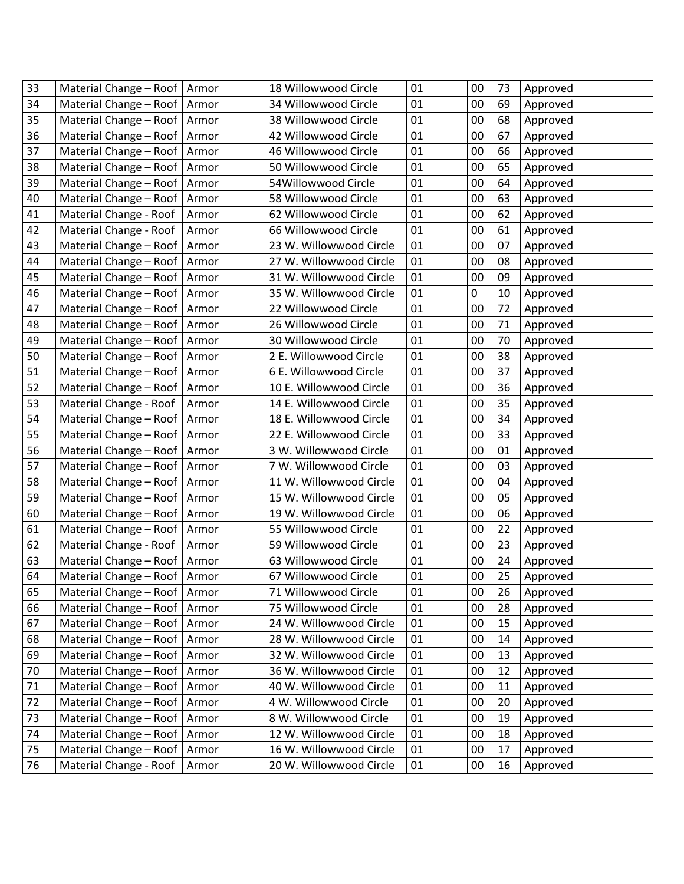| | | | | | | | |
|---|---|---|---|---|---|---|---|
| 33 | Material Change – Roof | Armor | 18 Willowwood Circle | 01 | 00 | 73 | Approved |
| 34 | Material Change – Roof | Armor | 34 Willowwood Circle | 01 | 00 | 69 | Approved |
| 35 | Material Change – Roof | Armor | 38 Willowwood Circle | 01 | 00 | 68 | Approved |
| 36 | Material Change – Roof | Armor | 42 Willowwood Circle | 01 | 00 | 67 | Approved |
| 37 | Material Change – Roof | Armor | 46 Willowwood Circle | 01 | 00 | 66 | Approved |
| 38 | Material Change – Roof | Armor | 50 Willowwood Circle | 01 | 00 | 65 | Approved |
| 39 | Material Change – Roof | Armor | 54Willowwood Circle | 01 | 00 | 64 | Approved |
| 40 | Material Change – Roof | Armor | 58 Willowwood Circle | 01 | 00 | 63 | Approved |
| 41 | Material Change - Roof | Armor | 62 Willowwood Circle | 01 | 00 | 62 | Approved |
| 42 | Material Change - Roof | Armor | 66 Willowwood Circle | 01 | 00 | 61 | Approved |
| 43 | Material Change – Roof | Armor | 23 W. Willowwood Circle | 01 | 00 | 07 | Approved |
| 44 | Material Change – Roof | Armor | 27 W. Willowwood Circle | 01 | 00 | 08 | Approved |
| 45 | Material Change – Roof | Armor | 31 W. Willowwood Circle | 01 | 00 | 09 | Approved |
| 46 | Material Change – Roof | Armor | 35 W. Willowwood Circle | 01 | 0 | 10 | Approved |
| 47 | Material Change – Roof | Armor | 22 Willowwood Circle | 01 | 00 | 72 | Approved |
| 48 | Material Change – Roof | Armor | 26 Willowwood Circle | 01 | 00 | 71 | Approved |
| 49 | Material Change – Roof | Armor | 30 Willowwood Circle | 01 | 00 | 70 | Approved |
| 50 | Material Change – Roof | Armor | 2 E. Willowwood Circle | 01 | 00 | 38 | Approved |
| 51 | Material Change – Roof | Armor | 6 E. Willowwood Circle | 01 | 00 | 37 | Approved |
| 52 | Material Change – Roof | Armor | 10 E. Willowwood Circle | 01 | 00 | 36 | Approved |
| 53 | Material Change - Roof | Armor | 14 E. Willowwood Circle | 01 | 00 | 35 | Approved |
| 54 | Material Change – Roof | Armor | 18 E. Willowwood Circle | 01 | 00 | 34 | Approved |
| 55 | Material Change – Roof | Armor | 22 E. Willowwood Circle | 01 | 00 | 33 | Approved |
| 56 | Material Change – Roof | Armor | 3 W. Willowwood Circle | 01 | 00 | 01 | Approved |
| 57 | Material Change – Roof | Armor | 7 W. Willowwood Circle | 01 | 00 | 03 | Approved |
| 58 | Material Change – Roof | Armor | 11 W. Willowwood Circle | 01 | 00 | 04 | Approved |
| 59 | Material Change – Roof | Armor | 15 W. Willowwood Circle | 01 | 00 | 05 | Approved |
| 60 | Material Change – Roof | Armor | 19 W. Willowwood Circle | 01 | 00 | 06 | Approved |
| 61 | Material Change – Roof | Armor | 55 Willowwood Circle | 01 | 00 | 22 | Approved |
| 62 | Material Change - Roof | Armor | 59 Willowwood Circle | 01 | 00 | 23 | Approved |
| 63 | Material Change – Roof | Armor | 63 Willowwood Circle | 01 | 00 | 24 | Approved |
| 64 | Material Change – Roof | Armor | 67 Willowwood Circle | 01 | 00 | 25 | Approved |
| 65 | Material Change – Roof | Armor | 71 Willowwood Circle | 01 | 00 | 26 | Approved |
| 66 | Material Change – Roof | Armor | 75 Willowwood Circle | 01 | 00 | 28 | Approved |
| 67 | Material Change – Roof | Armor | 24 W. Willowwood Circle | 01 | 00 | 15 | Approved |
| 68 | Material Change – Roof | Armor | 28 W. Willowwood Circle | 01 | 00 | 14 | Approved |
| 69 | Material Change – Roof | Armor | 32 W. Willowwood Circle | 01 | 00 | 13 | Approved |
| 70 | Material Change – Roof | Armor | 36 W. Willowwood Circle | 01 | 00 | 12 | Approved |
| 71 | Material Change – Roof | Armor | 40 W. Willowwood Circle | 01 | 00 | 11 | Approved |
| 72 | Material Change – Roof | Armor | 4 W. Willowwood Circle | 01 | 00 | 20 | Approved |
| 73 | Material Change – Roof | Armor | 8 W. Willowwood Circle | 01 | 00 | 19 | Approved |
| 74 | Material Change – Roof | Armor | 12 W. Willowwood Circle | 01 | 00 | 18 | Approved |
| 75 | Material Change – Roof | Armor | 16 W. Willowwood Circle | 01 | 00 | 17 | Approved |
| 76 | Material Change - Roof | Armor | 20 W. Willowwood Circle | 01 | 00 | 16 | Approved |